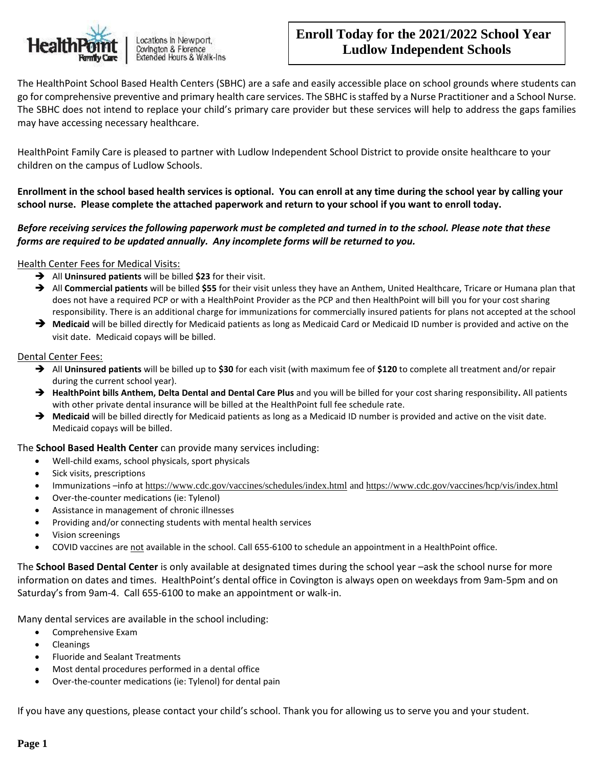HealthPoint Family Care | Locations In Newport, Covington & Florence Extended Hours & Walk-Ins

# Enroll Today for the 2021/2022 School Year Ludlow Independent Schools

The HealthPoint School Based Health Centers (SBHC) are a safe and easily accessible place on school grounds where students can go for comprehensive preventive and primary health care services. The SBHC is staffed by a Nurse Practitioner and a School Nurse. The SBHC does not intend to replace your child's primary care provider but these services will help to address the gaps families may have accessing necessary healthcare.

HealthPoint Family Care is pleased to partner with Ludlow Independent School District to provide onsite healthcare to your children on the campus of Ludlow Schools.

**Enrollment in the school based health services is optional. You can enroll at any time during the school year by calling your school nurse. Please complete the attached paperwork and return to your school if you want to enroll today.**

***Before receiving services the following paperwork must be completed and turned in to the school. Please note that these forms are required to be updated annually. Any incomplete forms will be returned to you.***

Health Center Fees for Medical Visits:

- All **Uninsured patients** will be billed **$23** for their visit.
- All **Commercial patients** will be billed **$55** for their visit unless they have an Anthem, United Healthcare, Tricare or Humana plan that does not have a required PCP or with a HealthPoint Provider as the PCP and then HealthPoint will bill you for your cost sharing responsibility. There is an additional charge for immunizations for commercially insured patients for plans not accepted at the school
- **Medicaid** will be billed directly for Medicaid patients as long as Medicaid Card or Medicaid ID number is provided and active on the visit date. Medicaid copays will be billed.

Dental Center Fees:

- All **Uninsured patients** will be billed up to **$30** for each visit (with maximum fee of **$120** to complete all treatment and/or repair during the current school year).
- **HealthPoint bills Anthem, Delta Dental and Dental Care Plus** and you will be billed for your cost sharing responsibility**.** All patients with other private dental insurance will be billed at the HealthPoint full fee schedule rate.
- **Medicaid** will be billed directly for Medicaid patients as long as a Medicaid ID number is provided and active on the visit date. Medicaid copays will be billed.

The **School Based Health Center** can provide many services including:

- Well-child exams, school physicals, sport physicals
- Sick visits, prescriptions
- Immunizations –info at https://www.cdc.gov/vaccines/schedules/index.html and https://www.cdc.gov/vaccines/hcp/vis/index.html
- Over-the-counter medications (ie: Tylenol)
- Assistance in management of chronic illnesses
- Providing and/or connecting students with mental health services
- Vision screenings
- COVID vaccines are not available in the school. Call 655-6100 to schedule an appointment in a HealthPoint office.

The **School Based Dental Center** is only available at designated times during the school year –ask the school nurse for more information on dates and times. HealthPoint's dental office in Covington is always open on weekdays from 9am-5pm and on Saturday's from 9am-4. Call 655-6100 to make an appointment or walk-in.

Many dental services are available in the school including:

- Comprehensive Exam
- Cleanings
- Fluoride and Sealant Treatments
- Most dental procedures performed in a dental office
- Over-the-counter medications (ie: Tylenol) for dental pain

If you have any questions, please contact your child's school. Thank you for allowing us to serve you and your student.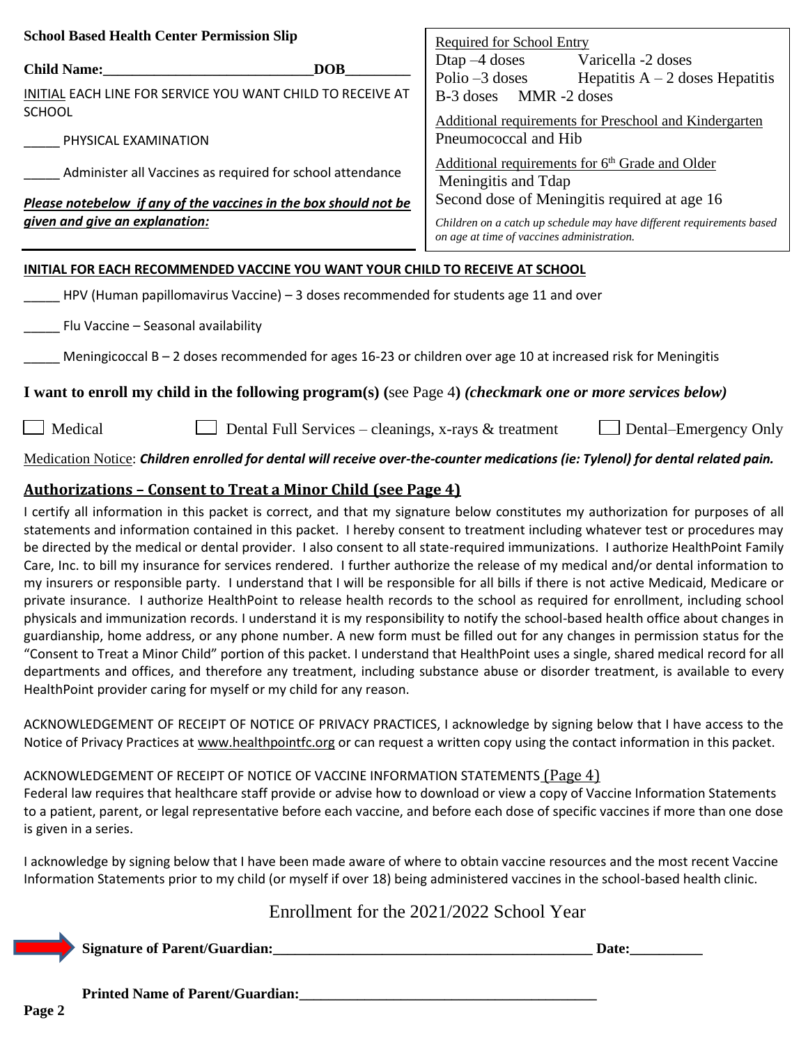**School Based Health Center Permission Slip**

**Child Name:_____________________________DOB_________**

INITIAL EACH LINE FOR SERVICE YOU WANT CHILD TO RECEIVE AT SCHOOL

_____ PHYSICAL EXAMINATION

_____ Administer all Vaccines as required for school attendance

***Please notebelow if any of the vaccines in the box should not be given and give an explanation:***

Required for School Entry
Dtap –4 doses Varicella -2 doses
Polio –3 doses Hepatitis A – 2 doses Hepatitis B-3 doses MMR -2 doses

Additional requirements for Preschool and Kindergarten
Pneumococcal and Hib

Additional requirements for 6th Grade and Older
Meningitis and Tdap
Second dose of Meningitis required at age 16

*Children on a catch up schedule may have different requirements based on age at time of vaccines administration.*

**INITIAL FOR EACH RECOMMENDED VACCINE YOU WANT YOUR CHILD TO RECEIVE AT SCHOOL**

_____ HPV (Human papillomavirus Vaccine) – 3 doses recommended for students age 11 and over

_____ Flu Vaccine – Seasonal availability

_____ Meningicoccal B – 2 doses recommended for ages 16-23 or children over age 10 at increased risk for Meningitis

**I want to enroll my child in the following program(s) (**see Page 4**)** ***(checkmark one or more services below)***

☐ Medical ☐ Dental Full Services – cleanings, x-rays & treatment ☐ Dental–Emergency Only

Medication Notice: ***Children enrolled for dental will receive over-the-counter medications (ie: Tylenol) for dental related pain.***

## Authorizations – Consent to Treat a Minor Child (see Page 4)

I certify all information in this packet is correct, and that my signature below constitutes my authorization for purposes of all statements and information contained in this packet. I hereby consent to treatment including whatever test or procedures may be directed by the medical or dental provider. I also consent to all state-required immunizations. I authorize HealthPoint Family Care, Inc. to bill my insurance for services rendered. I further authorize the release of my medical and/or dental information to my insurers or responsible party. I understand that I will be responsible for all bills if there is not active Medicaid, Medicare or private insurance. I authorize HealthPoint to release health records to the school as required for enrollment, including school physicals and immunization records. I understand it is my responsibility to notify the school-based health office about changes in guardianship, home address, or any phone number. A new form must be filled out for any changes in permission status for the "Consent to Treat a Minor Child" portion of this packet. I understand that HealthPoint uses a single, shared medical record for all departments and offices, and therefore any treatment, including substance abuse or disorder treatment, is available to every HealthPoint provider caring for myself or my child for any reason.

ACKNOWLEDGEMENT OF RECEIPT OF NOTICE OF PRIVACY PRACTICES, I acknowledge by signing below that I have access to the Notice of Privacy Practices at www.healthpointfc.org or can request a written copy using the contact information in this packet.

ACKNOWLEDGEMENT OF RECEIPT OF NOTICE OF VACCINE INFORMATION STATEMENTS (Page 4)
Federal law requires that healthcare staff provide or advise how to download or view a copy of Vaccine Information Statements to a patient, parent, or legal representative before each vaccine, and before each dose of specific vaccines if more than one dose is given in a series.

I acknowledge by signing below that I have been made aware of where to obtain vaccine resources and the most recent Vaccine Information Statements prior to my child (or myself if over 18) being administered vaccines in the school-based health clinic.

Enrollment for the 2021/2022 School Year

**Signature of Parent/Guardian:____________________________________________ Date:__________**

**Printed Name of Parent/Guardian:_________________________________________**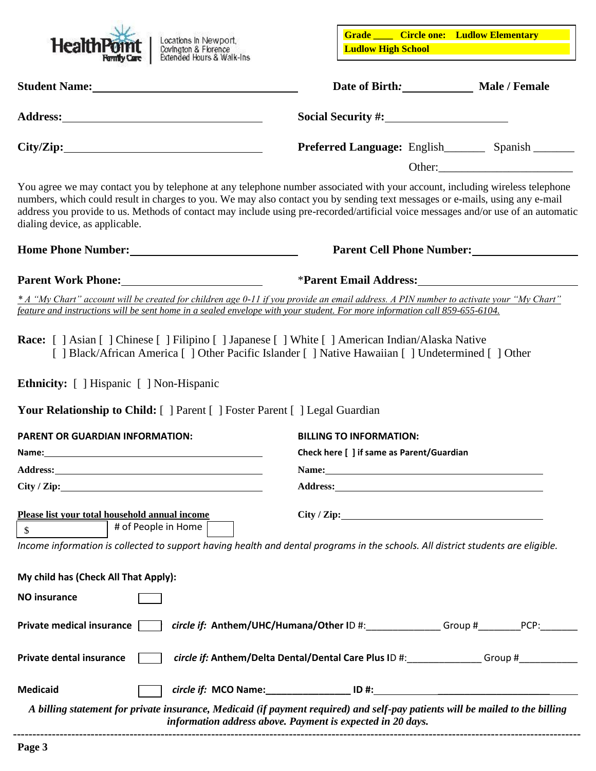HealthPoint Family Care | Locations in Newport, Covington & Florence Extended Hours & Walk-Ins

**Grade ____ Circle one: Ludlow Elementary Ludlow High School**

**Student Name:** ______________________ **Date of Birth:** __________ **Male / Female**

**Address:** ______________________ **Social Security #:** ______________________

**City/Zip:** ______________________ **Preferred Language:** English_______ Spanish _______

Other: ______________________

You agree we may contact you by telephone at any telephone number associated with your account, including wireless telephone numbers, which could result in charges to you. We may also contact you by sending text messages or e-mails, using any e-mail address you provide to us. Methods of contact may include using pre-recorded/artificial voice messages and/or use of an automatic dialing device, as applicable.

**Home Phone Number:** ______________________ **Parent Cell Phone Number:** ______________________

**Parent Work Phone:** ______________________ ***Parent Email Address:** ______________________

*_* A "My Chart" account will be created for children age 0-11 if you provide an email address. A PIN number to activate your "My Chart" feature and instructions will be sent home in a sealed envelope with your student. For more information call 859-655-6104._*

**Race:** [ ] Asian [ ] Chinese [ ] Filipino [ ] Japanese [ ] White [ ] American Indian/Alaska Native [ ] Black/African America [ ] Other Pacific Islander [ ] Native Hawaiian [ ] Undetermined [ ] Other

**Ethnicity:** [ ] Hispanic [ ] Non-Hispanic

**Your Relationship to Child:** [ ] Parent [ ] Foster Parent [ ] Legal Guardian

**PARENT OR GUARDIAN INFORMATION:**

**Name:** ______________________

**Address:** ______________________

**City / Zip:** ______________________

**BILLING TO INFORMATION:**

**Check here [ ] if same as Parent/Guardian**

**Name:** ______________________

**Address:** ______________________

**City / Zip:** ______________________

**Please list your total household annual income**

$ ________ # of People in Home ____

*Income information is collected to support having health and dental programs in the schools. All district students are eligible.*

**My child has (Check All That Apply):**

**NO insurance** [ ]

**Private medical insurance** [ ] ***circle if:* Anthem/UHC/Humana/Other** ID #:______________ Group #________ PCP:_______

**Private dental insurance** [ ] ***circle if:* Anthem/Delta Dental/Dental Care Plus** ID #:______________ Group #___________

**Medicaid** [ ] ***circle if:* MCO Name:________________ ID #:** ______________________

***A billing statement for private insurance, Medicaid (if payment required) and self-pay patients will be mailed to the billing information address above. Payment is expected in 20 days.***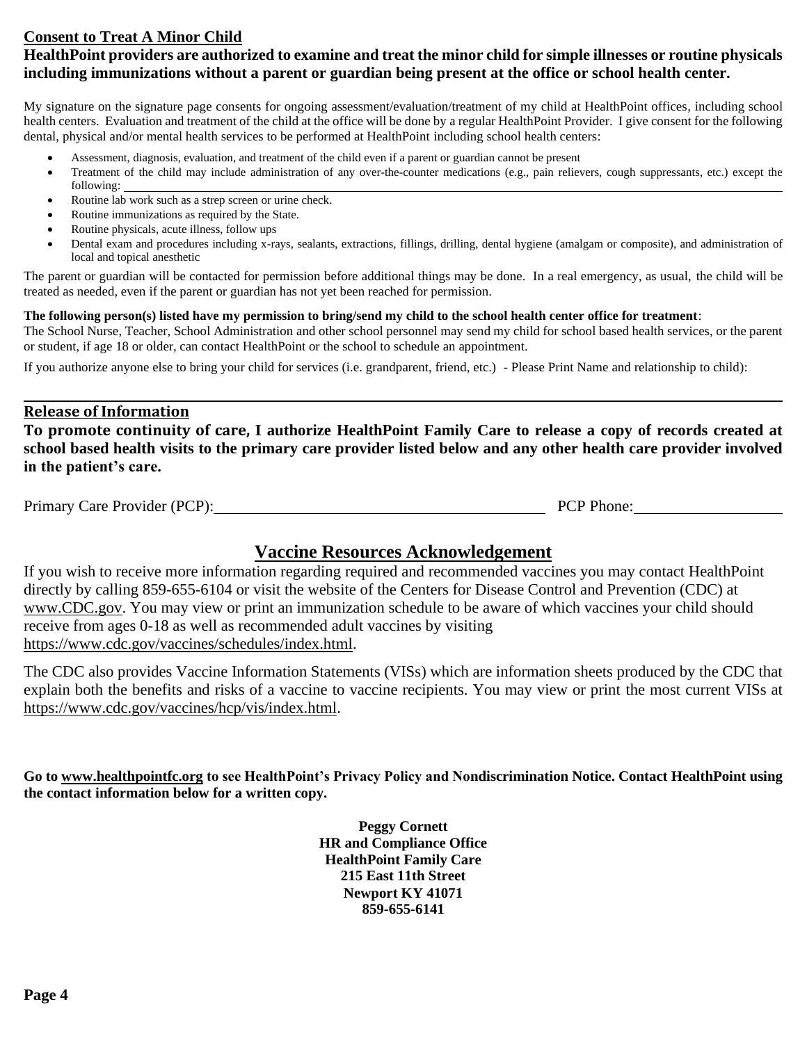## Consent to Treat A Minor Child

**HealthPoint providers are authorized to examine and treat the minor child for simple illnesses or routine physicals including immunizations without a parent or guardian being present at the office or school health center.**

My signature on the signature page consents for ongoing assessment/evaluation/treatment of my child at HealthPoint offices, including school health centers. Evaluation and treatment of the child at the office will be done by a regular HealthPoint Provider. I give consent for the following dental, physical and/or mental health services to be performed at HealthPoint including school health centers:

- Assessment, diagnosis, evaluation, and treatment of the child even if a parent or guardian cannot be present
- Treatment of the child may include administration of any over-the-counter medications (e.g., pain relievers, cough suppressants, etc.) except the following: ______________________________
- Routine lab work such as a strep screen or urine check.
- Routine immunizations as required by the State.
- Routine physicals, acute illness, follow ups
- Dental exam and procedures including x-rays, sealants, extractions, fillings, drilling, dental hygiene (amalgam or composite), and administration of local and topical anesthetic

The parent or guardian will be contacted for permission before additional things may be done. In a real emergency, as usual, the child will be treated as needed, even if the parent or guardian has not yet been reached for permission.

**The following person(s) listed have my permission to bring/send my child to the school health center office for treatment**:
The School Nurse, Teacher, School Administration and other school personnel may send my child for school based health services, or the parent or student, if age 18 or older, can contact HealthPoint or the school to schedule an appointment.

If you authorize anyone else to bring your child for services (i.e. grandparent, friend, etc.) - Please Print Name and relationship to child):

______________________________

## Release of Information

**To promote continuity of care, I authorize HealthPoint Family Care to release a copy of records created at school based health visits to the primary care provider listed below and any other health care provider involved in the patient's care.**

Primary Care Provider (PCP): ______________________________ PCP Phone: ______________

## Vaccine Resources Acknowledgement

If you wish to receive more information regarding required and recommended vaccines you may contact HealthPoint directly by calling 859-655-6104 or visit the website of the Centers for Disease Control and Prevention (CDC) at www.CDC.gov. You may view or print an immunization schedule to be aware of which vaccines your child should receive from ages 0-18 as well as recommended adult vaccines by visiting https://www.cdc.gov/vaccines/schedules/index.html.

The CDC also provides Vaccine Information Statements (VISs) which are information sheets produced by the CDC that explain both the benefits and risks of a vaccine to vaccine recipients. You may view or print the most current VISs at https://www.cdc.gov/vaccines/hcp/vis/index.html.

**Go to www.healthpointfc.org to see HealthPoint's Privacy Policy and Nondiscrimination Notice. Contact HealthPoint using the contact information below for a written copy.**

**Peggy Cornett**
**HR and Compliance Office**
**HealthPoint Family Care**
**215 East 11th Street**
**Newport KY 41071**
**859-655-6141**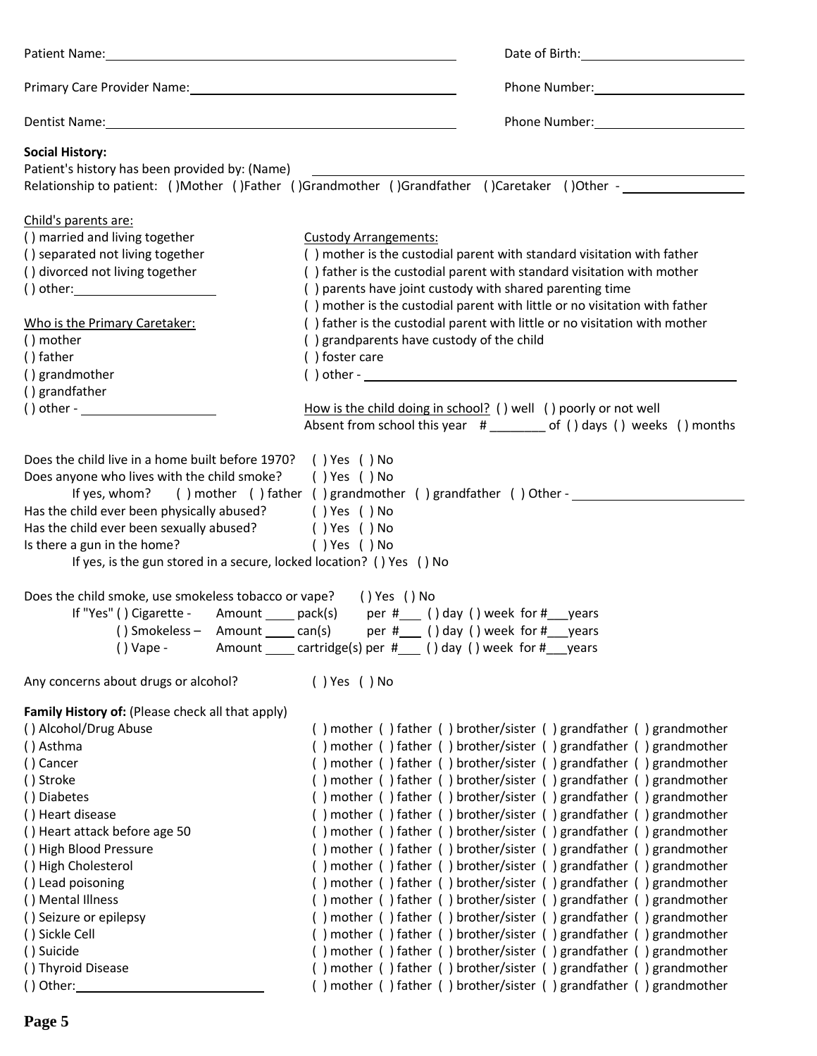Patient Name:______________________________ Date of Birth:______________________

Primary Care Provider Name:______________________________ Phone Number:______________________

Dentist Name:______________________________ Phone Number:______________________

**Social History:**

Patient's history has been provided by: (Name) ______________________________________

Relationship to patient: ( )Mother ( )Father ( )Grandmother ( )Grandfather ( )Caretaker ( )Other - ________________

Child's parents are:

- ( ) married and living together
- ( ) separated not living together
- ( ) divorced not living together
- ( ) other: ____________________

Who is the Primary Caretaker:

- ( ) mother
- ( ) father
- ( ) grandmother
- ( ) grandfather
- ( ) other - ____________________

Custody Arrangements:

- ( ) mother is the custodial parent with standard visitation with father
- ( ) father is the custodial parent with standard visitation with mother
- ( ) parents have joint custody with shared parenting time
- ( ) mother is the custodial parent with little or no visitation with father
- ( ) father is the custodial parent with little or no visitation with mother
- ( ) grandparents have custody of the child
- ( ) foster care
- ( ) other - ______________________________________

How is the child doing in school? ( ) well ( ) poorly or not well

Absent from school this year # ________ of ( ) days ( ) weeks ( ) months

Does the child live in a home built before 1970? ( ) Yes ( ) No

Does anyone who lives with the child smoke? ( ) Yes ( ) No

If yes, whom? ( ) mother ( ) father ( ) grandmother ( ) grandfather ( ) Other - ________________

Has the child ever been physically abused? ( ) Yes ( ) No

Has the child ever been sexually abused? ( ) Yes ( ) No

Is there a gun in the home? ( ) Yes ( ) No

If yes, is the gun stored in a secure, locked location? ( ) Yes ( ) No

Does the child smoke, use smokeless tobacco or vape? ( ) Yes ( ) No

If "Yes" ( ) Cigarette - Amount ____ pack(s) per #___ ( ) day ( ) week for #___years

( ) Smokeless – Amount ____ can(s) per #___ ( ) day ( ) week for #___years

( ) Vape - Amount ____ cartridge(s) per #___ ( ) day ( ) week for #___years

Any concerns about drugs or alcohol? ( ) Yes ( ) No

**Family History of:** (Please check all that apply)

| Condition | Relatives |
|---|---|
| ( ) Alcohol/Drug Abuse | ( ) mother ( ) father ( ) brother/sister ( ) grandfather ( ) grandmother |
| ( ) Asthma | ( ) mother ( ) father ( ) brother/sister ( ) grandfather ( ) grandmother |
| ( ) Cancer | ( ) mother ( ) father ( ) brother/sister ( ) grandfather ( ) grandmother |
| ( ) Stroke | ( ) mother ( ) father ( ) brother/sister ( ) grandfather ( ) grandmother |
| ( ) Diabetes | ( ) mother ( ) father ( ) brother/sister ( ) grandfather ( ) grandmother |
| ( ) Heart disease | ( ) mother ( ) father ( ) brother/sister ( ) grandfather ( ) grandmother |
| ( ) Heart attack before age 50 | ( ) mother ( ) father ( ) brother/sister ( ) grandfather ( ) grandmother |
| ( ) High Blood Pressure | ( ) mother ( ) father ( ) brother/sister ( ) grandfather ( ) grandmother |
| ( ) High Cholesterol | ( ) mother ( ) father ( ) brother/sister ( ) grandfather ( ) grandmother |
| ( ) Lead poisoning | ( ) mother ( ) father ( ) brother/sister ( ) grandfather ( ) grandmother |
| ( ) Mental Illness | ( ) mother ( ) father ( ) brother/sister ( ) grandfather ( ) grandmother |
| ( ) Seizure or epilepsy | ( ) mother ( ) father ( ) brother/sister ( ) grandfather ( ) grandmother |
| ( ) Sickle Cell | ( ) mother ( ) father ( ) brother/sister ( ) grandfather ( ) grandmother |
| ( ) Suicide | ( ) mother ( ) father ( ) brother/sister ( ) grandfather ( ) grandmother |
| ( ) Thyroid Disease | ( ) mother ( ) father ( ) brother/sister ( ) grandfather ( ) grandmother |
| ( ) Other: ____________ | ( ) mother ( ) father ( ) brother/sister ( ) grandfather ( ) grandmother |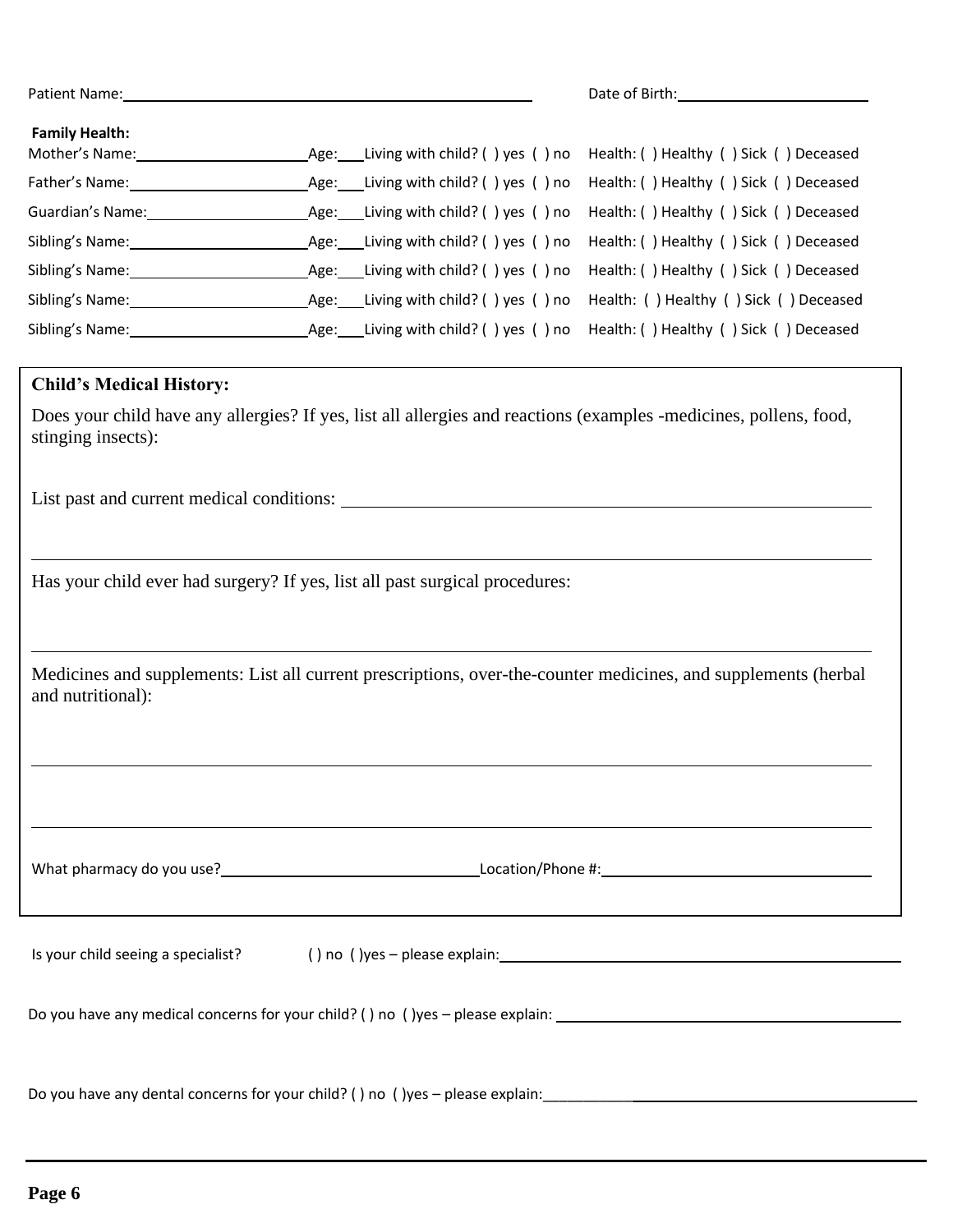Patient Name:______________________________ Date of Birth:______________

**Family Health:**

Mother's Name:______________ Age:___ Living with child? ( ) yes ( ) no Health: ( ) Healthy ( ) Sick ( ) Deceased

Father's Name:______________ Age:___ Living with child? ( ) yes ( ) no Health: ( ) Healthy ( ) Sick ( ) Deceased

Guardian's Name:______________ Age:___ Living with child? ( ) yes ( ) no Health: ( ) Healthy ( ) Sick ( ) Deceased

Sibling's Name:______________ Age:___ Living with child? ( ) yes ( ) no Health: ( ) Healthy ( ) Sick ( ) Deceased

Sibling's Name:______________ Age:___ Living with child? ( ) yes ( ) no Health: ( ) Healthy ( ) Sick ( ) Deceased

Sibling's Name:______________ Age:___ Living with child? ( ) yes ( ) no Health: ( ) Healthy ( ) Sick ( ) Deceased

Sibling's Name:______________ Age:___ Living with child? ( ) yes ( ) no Health: ( ) Healthy ( ) Sick ( ) Deceased

**Child's Medical History:**

Does your child have any allergies? If yes, list all allergies and reactions (examples -medicines, pollens, food, stinging insects):

List past and current medical conditions: ______________________________

______________________________

Has your child ever had surgery? If yes, list all past surgical procedures:

______________________________

Medicines and supplements: List all current prescriptions, over-the-counter medicines, and supplements (herbal and nutritional):

______________________________

______________________________

What pharmacy do you use?______________ Location/Phone #:______________

Is your child seeing a specialist? ( ) no ( )yes – please explain:______________________________

Do you have any medical concerns for your child? ( ) no ( )yes – please explain: ______________________________

Do you have any dental concerns for your child? ( ) no ( )yes – please explain:______________________________